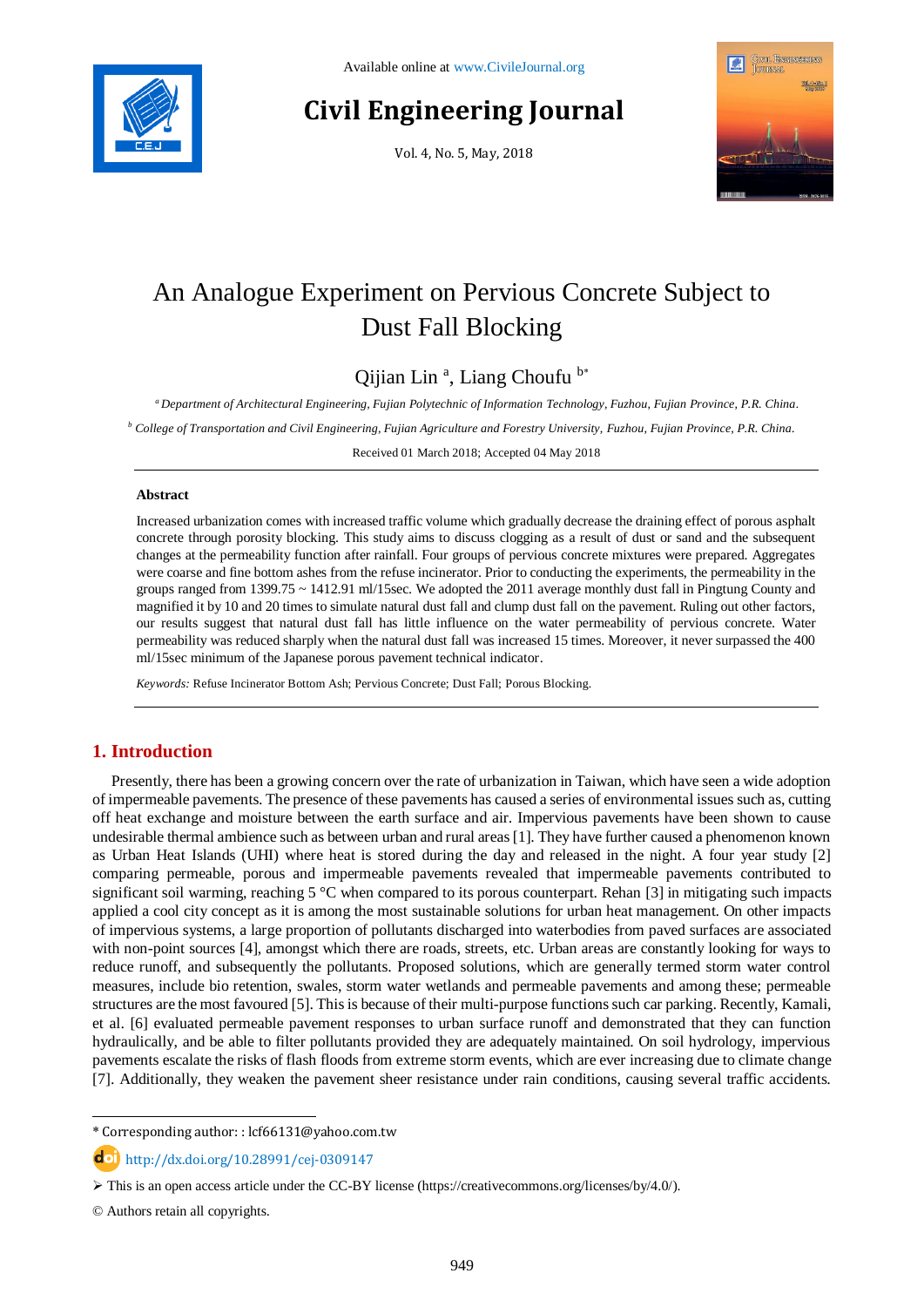# An Analogue Experiment on Pervious Concrete Subject to Dust Fall Blocking

Qijian Lin [a], Liang Choufu [b*]

[a] *Department of Architectural Engineering, Fujian Polytechnic of Information Technology, Fuzhou, Fujian Province, P.R. China.*

[b] *College of Transportation and Civil Engineering, Fujian Agriculture and Forestry University, Fuzhou, Fujian Province, P.R. China.*

Received 01 March 2018; Accepted 04 May 2018

## Abstract

Increased urbanization comes with increased traffic volume which gradually decrease the draining effect of porous asphalt concrete through porosity blocking. This study aims to discuss clogging as a result of dust or sand and the subsequent changes at the permeability function after rainfall. Four groups of pervious concrete mixtures were prepared. Aggregates were coarse and fine bottom ashes from the refuse incinerator. Prior to conducting the experiments, the permeability in the groups ranged from 1399.75 ~ 1412.91 ml/15sec. We adopted the 2011 average monthly dust fall in Pingtung County and magnified it by 10 and 20 times to simulate natural dust fall and clump dust fall on the pavement. Ruling out other factors, our results suggest that natural dust fall has little influence on the water permeability of pervious concrete. Water permeability was reduced sharply when the natural dust fall was increased 15 times. Moreover, it never surpassed the 400 ml/15sec minimum of the Japanese porous pavement technical indicator.

*Keywords:* Refuse Incinerator Bottom Ash; Pervious Concrete; Dust Fall; Porous Blocking.

## 1. Introduction

Presently, there has been a growing concern over the rate of urbanization in Taiwan, which have seen a wide adoption of impermeable pavements. The presence of these pavements has caused a series of environmental issues such as, cutting off heat exchange and moisture between the earth surface and air. Impervious pavements have been shown to cause undesirable thermal ambience such as between urban and rural areas [1]. They have further caused a phenomenon known as Urban Heat Islands (UHI) where heat is stored during the day and released in the night. A four year study [2] comparing permeable, porous and impermeable pavements revealed that impermeable pavements contributed to significant soil warming, reaching 5 °C when compared to its porous counterpart. Rehan [3] in mitigating such impacts applied a cool city concept as it is among the most sustainable solutions for urban heat management. On other impacts of impervious systems, a large proportion of pollutants discharged into waterbodies from paved surfaces are associated with non-point sources [4], amongst which there are roads, streets, etc. Urban areas are constantly looking for ways to reduce runoff, and subsequently the pollutants. Proposed solutions, which are generally termed storm water control measures, include bio retention, swales, storm water wetlands and permeable pavements and among these; permeable structures are the most favoured [5]. This is because of their multi-purpose functions such car parking. Recently, Kamali, et al. [6] evaluated permeable pavement responses to urban surface runoff and demonstrated that they can function hydraulically, and be able to filter pollutants provided they are adequately maintained. On soil hydrology, impervious pavements escalate the risks of flash floods from extreme storm events, which are ever increasing due to climate change [7]. Additionally, they weaken the pavement sheer resistance under rain conditions, causing several traffic accidents.

* Corresponding author: : lcf66131@yahoo.com.tw

http://dx.doi.org/10.28991/cej-0309147

➢ This is an open access article under the CC-BY license (https://creativecommons.org/licenses/by/4.0/).

© Authors retain all copyrights.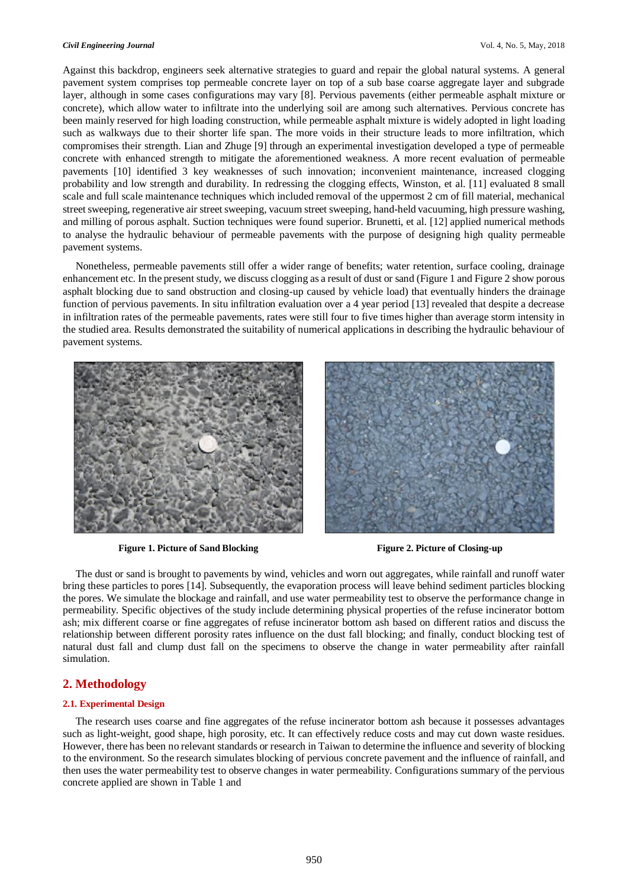Against this backdrop, engineers seek alternative strategies to guard and repair the global natural systems. A general pavement system comprises top permeable concrete layer on top of a sub base coarse aggregate layer and subgrade layer, although in some cases configurations may vary [8]. Pervious pavements (either permeable asphalt mixture or concrete), which allow water to infiltrate into the underlying soil are among such alternatives. Pervious concrete has been mainly reserved for high loading construction, while permeable asphalt mixture is widely adopted in light loading such as walkways due to their shorter life span. The more voids in their structure leads to more infiltration, which compromises their strength. Lian and Zhuge [9] through an experimental investigation developed a type of permeable concrete with enhanced strength to mitigate the aforementioned weakness. A more recent evaluation of permeable pavements [10] identified 3 key weaknesses of such innovation; inconvenient maintenance, increased clogging probability and low strength and durability. In redressing the clogging effects, Winston, et al. [11] evaluated 8 small scale and full scale maintenance techniques which included removal of the uppermost 2 cm of fill material, mechanical street sweeping, regenerative air street sweeping, vacuum street sweeping, hand-held vacuuming, high pressure washing, and milling of porous asphalt. Suction techniques were found superior. Brunetti, et al. [12] applied numerical methods to analyse the hydraulic behaviour of permeable pavements with the purpose of designing high quality permeable pavement systems.

Nonetheless, permeable pavements still offer a wider range of benefits; water retention, surface cooling, drainage enhancement etc. In the present study, we discuss clogging as a result of dust or sand (Figure 1 and Figure 2 show porous asphalt blocking due to sand obstruction and closing-up caused by vehicle load) that eventually hinders the drainage function of pervious pavements. In situ infiltration evaluation over a 4 year period [13] revealed that despite a decrease in infiltration rates of the permeable pavements, rates were still four to five times higher than average storm intensity in the studied area. Results demonstrated the suitability of numerical applications in describing the hydraulic behaviour of pavement systems.

**Figure 1. Picture of Sand Blocking**

**Figure 2. Picture of Closing-up**

The dust or sand is brought to pavements by wind, vehicles and worn out aggregates, while rainfall and runoff water bring these particles to pores [14]. Subsequently, the evaporation process will leave behind sediment particles blocking the pores. We simulate the blockage and rainfall, and use water permeability test to observe the performance change in permeability. Specific objectives of the study include determining physical properties of the refuse incinerator bottom ash; mix different coarse or fine aggregates of refuse incinerator bottom ash based on different ratios and discuss the relationship between different porosity rates influence on the dust fall blocking; and finally, conduct blocking test of natural dust fall and clump dust fall on the specimens to observe the change in water permeability after rainfall simulation.

## 2. Methodology

### 2.1. Experimental Design

The research uses coarse and fine aggregates of the refuse incinerator bottom ash because it possesses advantages such as light-weight, good shape, high porosity, etc. It can effectively reduce costs and may cut down waste residues. However, there has been no relevant standards or research in Taiwan to determine the influence and severity of blocking to the environment. So the research simulates blocking of pervious concrete pavement and the influence of rainfall, and then uses the water permeability test to observe changes in water permeability. Configurations summary of the pervious concrete applied are shown in Table 1 and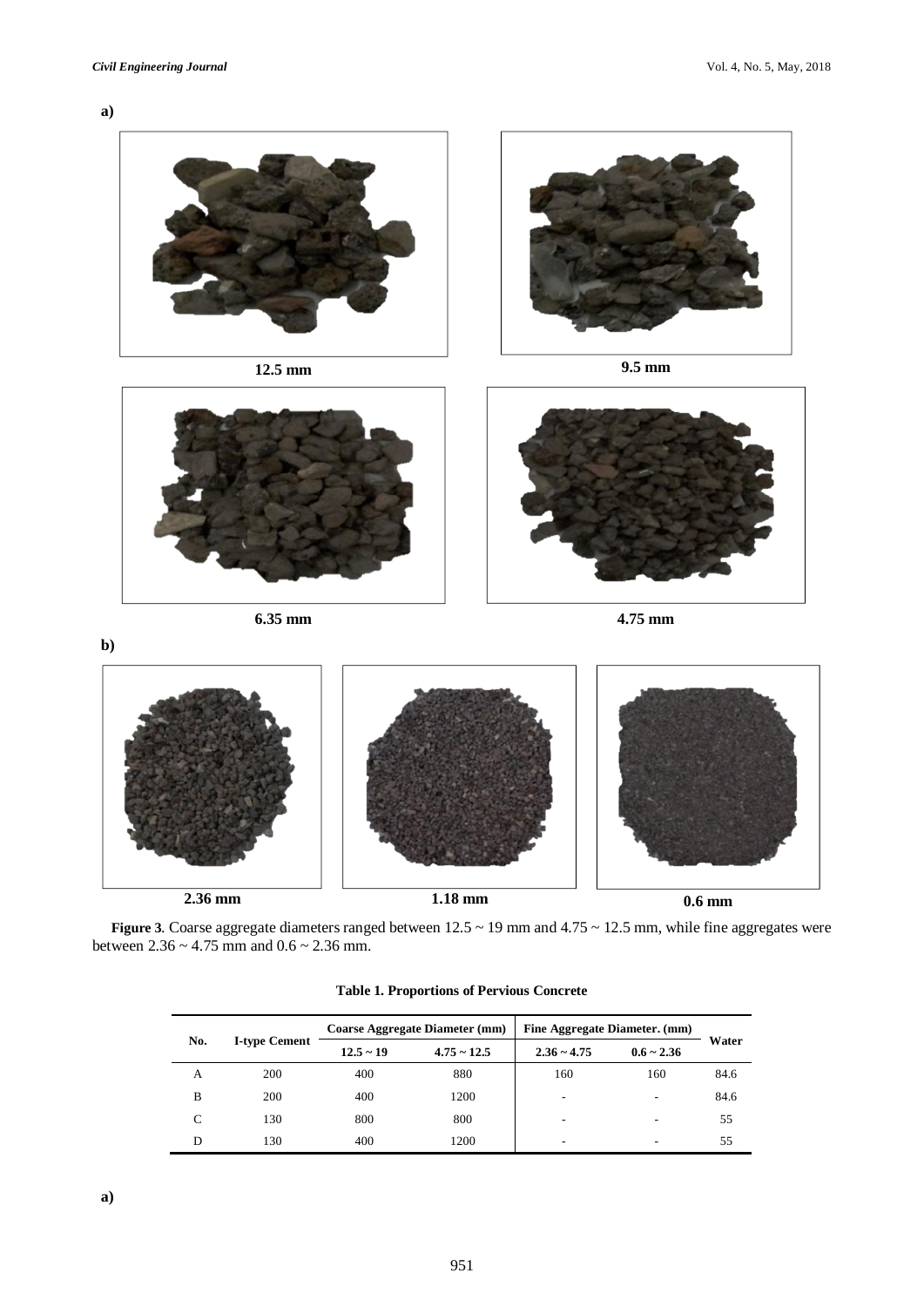**a)**

12.5 mm

9.5 mm

6.35 mm

4.75 mm

**b)**

2.36 mm

1.18 mm

0.6 mm

**Figure 3**. Coarse aggregate diameters ranged between 12.5 ~ 19 mm and 4.75 ~ 12.5 mm, while fine aggregates were between 2.36 ~ 4.75 mm and 0.6 ~ 2.36 mm.

**Table 1. Proportions of Pervious Concrete**

| No. | I-type Cement | Coarse Aggregate Diameter (mm) | | Fine Aggregate Diameter. (mm) | | Water |
|---|---|---|---|---|---|---|
| | | 12.5 ~ 19 | 4.75 ~ 12.5 | 2.36 ~ 4.75 | 0.6 ~ 2.36 | |
| A | 200 | 400 | 880 | 160 | 160 | 84.6 |
| B | 200 | 400 | 1200 | - | - | 84.6 |
| C | 130 | 800 | 800 | - | - | 55 |
| D | 130 | 400 | 1200 | - | - | 55 |

**a)**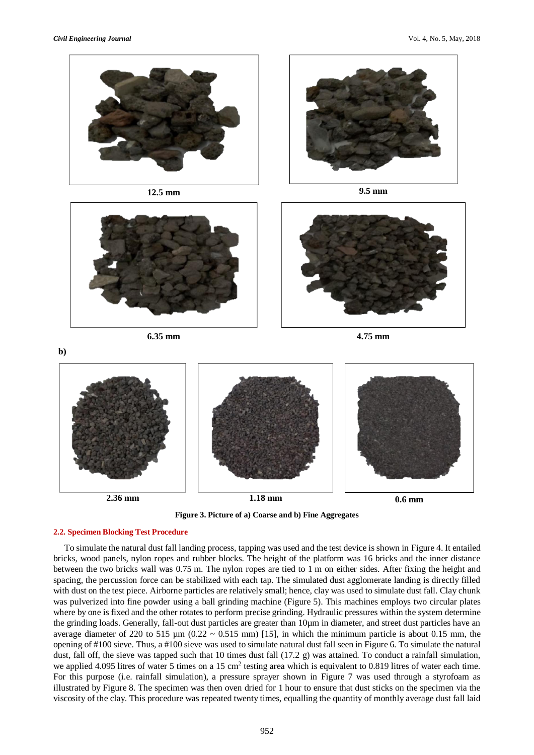12.5 mm

9.5 mm

6.35 mm

4.75 mm

b)

2.36 mm

1.18 mm

0.6 mm

**Figure 3. Picture of a) Coarse and b) Fine Aggregates**

### 2.2. Specimen Blocking Test Procedure

To simulate the natural dust fall landing process, tapping was used and the test device is shown in Figure 4. It entailed bricks, wood panels, nylon ropes and rubber blocks. The height of the platform was 16 bricks and the inner distance between the two bricks wall was 0.75 m. The nylon ropes are tied to 1 m on either sides. After fixing the height and spacing, the percussion force can be stabilized with each tap. The simulated dust agglomerate landing is directly filled with dust on the test piece. Airborne particles are relatively small; hence, clay was used to simulate dust fall. Clay chunk was pulverized into fine powder using a ball grinding machine (Figure 5). This machines employs two circular plates where by one is fixed and the other rotates to perform precise grinding. Hydraulic pressures within the system determine the grinding loads. Generally, fall-out dust particles are greater than 10μm in diameter, and street dust particles have an average diameter of 220 to 515 μm (0.22 ~ 0.515 mm) [15], in which the minimum particle is about 0.15 mm, the opening of #100 sieve. Thus, a #100 sieve was used to simulate natural dust fall seen in Figure 6. To simulate the natural dust, fall off, the sieve was tapped such that 10 times dust fall (17.2 g) was attained. To conduct a rainfall simulation, we applied 4.095 litres of water 5 times on a 15 $cm^2$ testing area which is equivalent to 0.819 litres of water each time. For this purpose (i.e. rainfall simulation), a pressure sprayer shown in Figure 7 was used through a styrofoam as illustrated by Figure 8. The specimen was then oven dried for 1 hour to ensure that dust sticks on the specimen via the viscosity of the clay. This procedure was repeated twenty times, equalling the quantity of monthly average dust fall laid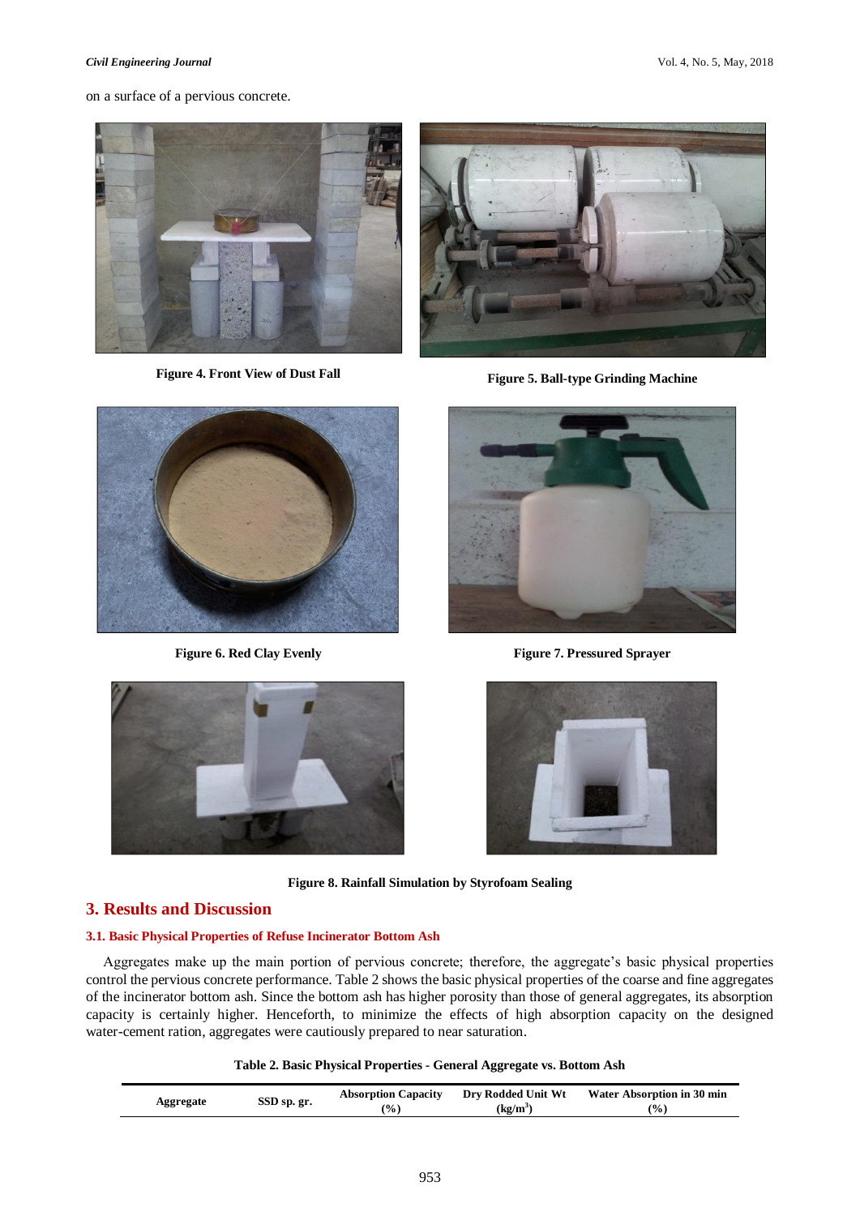on a surface of a pervious concrete.

**Figure 4. Front View of Dust Fall**

**Figure 5. Ball-type Grinding Machine**

**Figure 6. Red Clay Evenly**

**Figure 7. Pressured Sprayer**

**Figure 8. Rainfall Simulation by Styrofoam Sealing**

## 3. Results and Discussion

### 3.1. Basic Physical Properties of Refuse Incinerator Bottom Ash

Aggregates make up the main portion of pervious concrete; therefore, the aggregate's basic physical properties control the pervious concrete performance. Table 2 shows the basic physical properties of the coarse and fine aggregates of the incinerator bottom ash. Since the bottom ash has higher porosity than those of general aggregates, its absorption capacity is certainly higher. Henceforth, to minimize the effects of high absorption capacity on the designed water-cement ration, aggregates were cautiously prepared to near saturation.

**Table 2. Basic Physical Properties - General Aggregate vs. Bottom Ash**

| Aggregate | SSD sp. gr. | Absorption Capacity (%) | Dry Rodded Unit Wt (kg/m$^3$) | Water Absorption in 30 min (%) |
|---|---|---|---|---|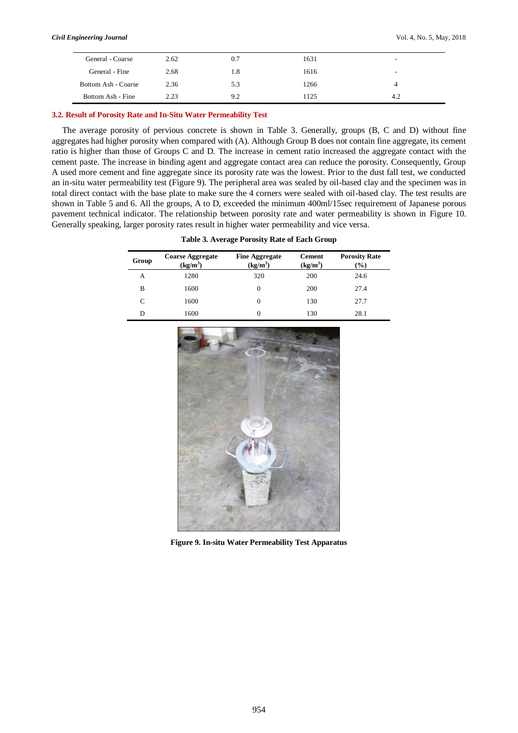| General - Coarse | 2.62 | 0.7 | 1631 | - |
|---|---|---|---|---|
| General - Fine | 2.68 | 1.8 | 1616 | - |
| Bottom Ash - Coarse | 2.36 | 5.3 | 1266 | 4 |
| Bottom Ash - Fine | 2.23 | 9.2 | 1125 | 4.2 |

### 3.2. Result of Porosity Rate and In-Situ Water Permeability Test

The average porosity of pervious concrete is shown in Table 3. Generally, groups (B, C and D) without fine aggregates had higher porosity when compared with (A). Although Group B does not contain fine aggregate, its cement ratio is higher than those of Groups C and D. The increase in cement ratio increased the aggregate contact with the cement paste. The increase in binding agent and aggregate contact area can reduce the porosity. Consequently, Group A used more cement and fine aggregate since its porosity rate was the lowest. Prior to the dust fall test, we conducted an in-situ water permeability test (Figure 9). The peripheral area was sealed by oil-based clay and the specimen was in total direct contact with the base plate to make sure the 4 corners were sealed with oil-based clay. The test results are shown in Table 5 and 6. All the groups, A to D, exceeded the minimum 400ml/15sec requirement of Japanese porous pavement technical indicator. The relationship between porosity rate and water permeability is shown in Figure 10. Generally speaking, larger porosity rates result in higher water permeability and vice versa.

**Table 3. Average Porosity Rate of Each Group**

| Group | Coarse Aggregate ($kg/m^3$) | Fine Aggregate ($kg/m^3$) | Cement ($kg/m^3$) | Porosity Rate (%) |
|---|---|---|---|---|
| A | 1280 | 320 | 200 | 24.6 |
| B | 1600 | 0 | 200 | 27.4 |
| C | 1600 | 0 | 130 | 27.7 |
| D | 1600 | 0 | 130 | 28.1 |

**Figure 9. In-situ Water Permeability Test Apparatus**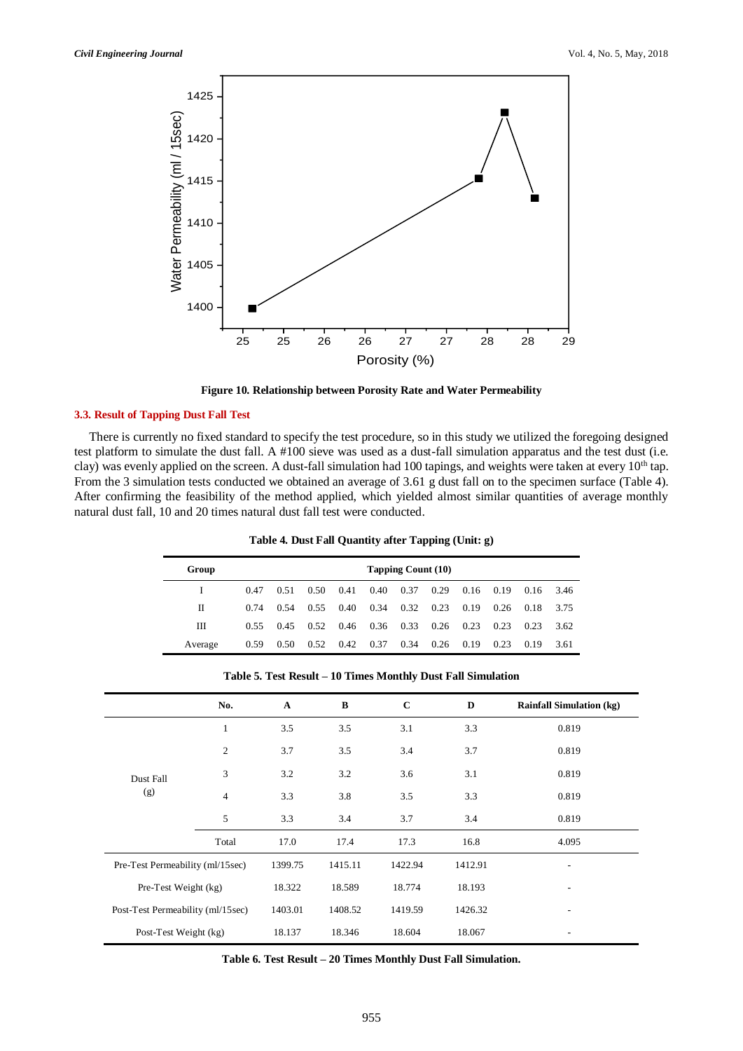Figure 10. Relationship between Porosity Rate and Water Permeability

### 3.3. Result of Tapping Dust Fall Test

There is currently no fixed standard to specify the test procedure, so in this study we utilized the foregoing designed test platform to simulate the dust fall. A #100 sieve was used as a dust-fall simulation apparatus and the test dust (i.e. clay) was evenly applied on the screen. A dust-fall simulation had 100 tapings, and weights were taken at every 10th tap. From the 3 simulation tests conducted we obtained an average of 3.61 g dust fall on to the specimen surface (Table 4). After confirming the feasibility of the method applied, which yielded almost similar quantities of average monthly natural dust fall, 10 and 20 times natural dust fall test were conducted.

**Table 4. Dust Fall Quantity after Tapping (Unit: g)**

| Group | Tapping Count (10) | | | | | | | | | | |
|---|---|---|---|---|---|---|---|---|---|---|---|
| I | 0.47 | 0.51 | 0.50 | 0.41 | 0.40 | 0.37 | 0.29 | 0.16 | 0.19 | 0.16 | 3.46 |
| II | 0.74 | 0.54 | 0.55 | 0.40 | 0.34 | 0.32 | 0.23 | 0.19 | 0.26 | 0.18 | 3.75 |
| III | 0.55 | 0.45 | 0.52 | 0.46 | 0.36 | 0.33 | 0.26 | 0.23 | 0.23 | 0.23 | 3.62 |
| Average | 0.59 | 0.50 | 0.52 | 0.42 | 0.37 | 0.34 | 0.26 | 0.19 | 0.23 | 0.19 | 3.61 |

**Table 5. Test Result – 10 Times Monthly Dust Fall Simulation**

| | No. | A | B | C | D | Rainfall Simulation (kg) |
|---|---|---|---|---|---|---|
| Dust Fall (g) | 1 | 3.5 | 3.5 | 3.1 | 3.3 | 0.819 |
| | 2 | 3.7 | 3.5 | 3.4 | 3.7 | 0.819 |
| | 3 | 3.2 | 3.2 | 3.6 | 3.1 | 0.819 |
| | 4 | 3.3 | 3.8 | 3.5 | 3.3 | 0.819 |
| | 5 | 3.3 | 3.4 | 3.7 | 3.4 | 0.819 |
| | Total | 17.0 | 17.4 | 17.3 | 16.8 | 4.095 |
| Pre-Test Permeability (ml/15sec) | | 1399.75 | 1415.11 | 1422.94 | 1412.91 | - |
| Pre-Test Weight (kg) | | 18.322 | 18.589 | 18.774 | 18.193 | - |
| Post-Test Permeability (ml/15sec) | | 1403.01 | 1408.52 | 1419.59 | 1426.32 | - |
| Post-Test Weight (kg) | | 18.137 | 18.346 | 18.604 | 18.067 | - |

**Table 6. Test Result – 20 Times Monthly Dust Fall Simulation.**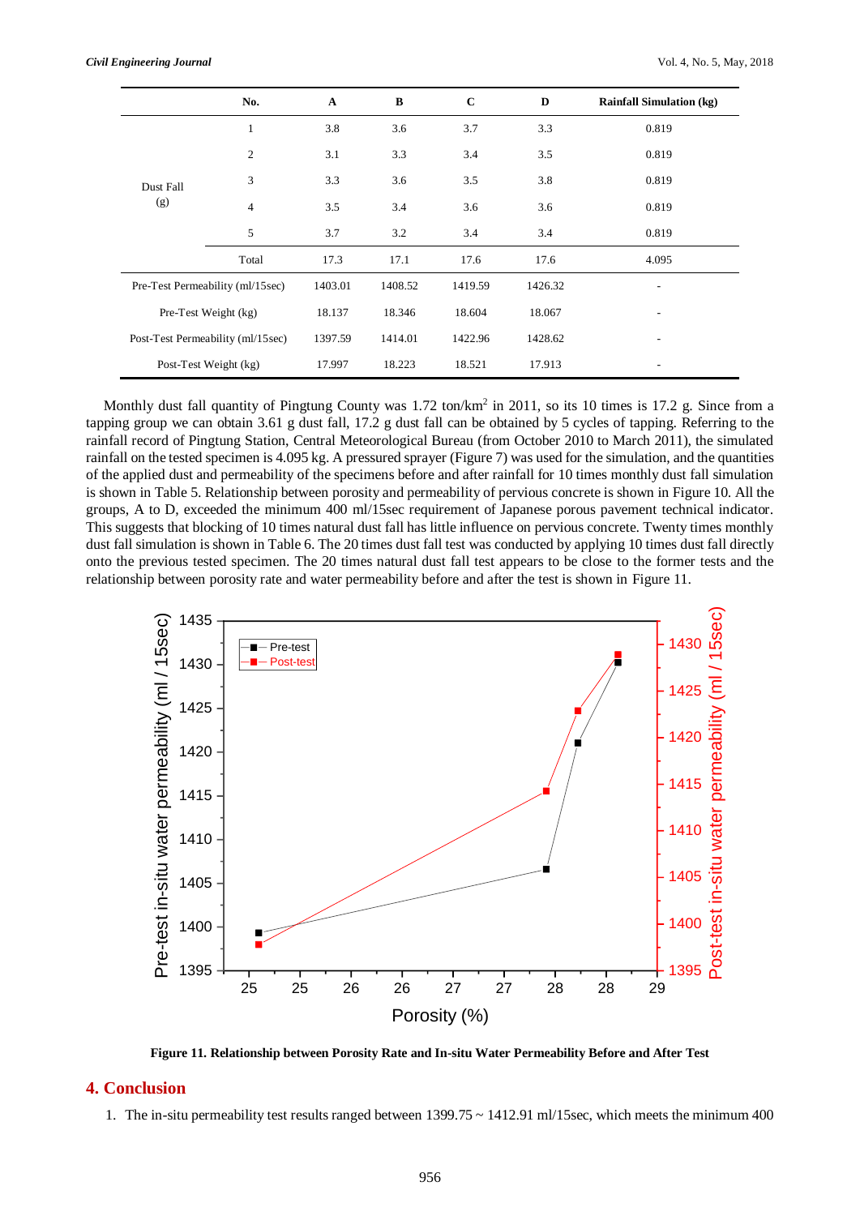| | No. | A | B | C | D | Rainfall Simulation (kg) |
|---|---|---|---|---|---|---|
| Dust Fall (g) | 1 | 3.8 | 3.6 | 3.7 | 3.3 | 0.819 |
| | 2 | 3.1 | 3.3 | 3.4 | 3.5 | 0.819 |
| | 3 | 3.3 | 3.6 | 3.5 | 3.8 | 0.819 |
| | 4 | 3.5 | 3.4 | 3.6 | 3.6 | 0.819 |
| | 5 | 3.7 | 3.2 | 3.4 | 3.4 | 0.819 |
| | Total | 17.3 | 17.1 | 17.6 | 17.6 | 4.095 |
| Pre-Test Permeability (ml/15sec) | | 1403.01 | 1408.52 | 1419.59 | 1426.32 | - |
| Pre-Test Weight (kg) | | 18.137 | 18.346 | 18.604 | 18.067 | - |
| Post-Test Permeability (ml/15sec) | | 1397.59 | 1414.01 | 1422.96 | 1428.62 | - |
| Post-Test Weight (kg) | | 17.997 | 18.223 | 18.521 | 17.913 | - |

Monthly dust fall quantity of Pingtung County was 1.72 ton/km$^2$ in 2011, so its 10 times is 17.2 g. Since from a tapping group we can obtain 3.61 g dust fall, 17.2 g dust fall can be obtained by 5 cycles of tapping. Referring to the rainfall record of Pingtung Station, Central Meteorological Bureau (from October 2010 to March 2011), the simulated rainfall on the tested specimen is 4.095 kg. A pressured sprayer (Figure 7) was used for the simulation, and the quantities of the applied dust and permeability of the specimens before and after rainfall for 10 times monthly dust fall simulation is shown in Table 5. Relationship between porosity and permeability of pervious concrete is shown in Figure 10. All the groups, A to D, exceeded the minimum 400 ml/15sec requirement of Japanese porous pavement technical indicator. This suggests that blocking of 10 times natural dust fall has little influence on pervious concrete. Twenty times monthly dust fall simulation is shown in Table 6. The 20 times dust fall test was conducted by applying 10 times dust fall directly onto the previous tested specimen. The 20 times natural dust fall test appears to be close to the former tests and the relationship between porosity rate and water permeability before and after the test is shown in Figure 11.

**Figure 11. Relationship between Porosity Rate and In-situ Water Permeability Before and After Test**

## 4. Conclusion

1. The in-situ permeability test results ranged between 1399.75 ~ 1412.91 ml/15sec, which meets the minimum 400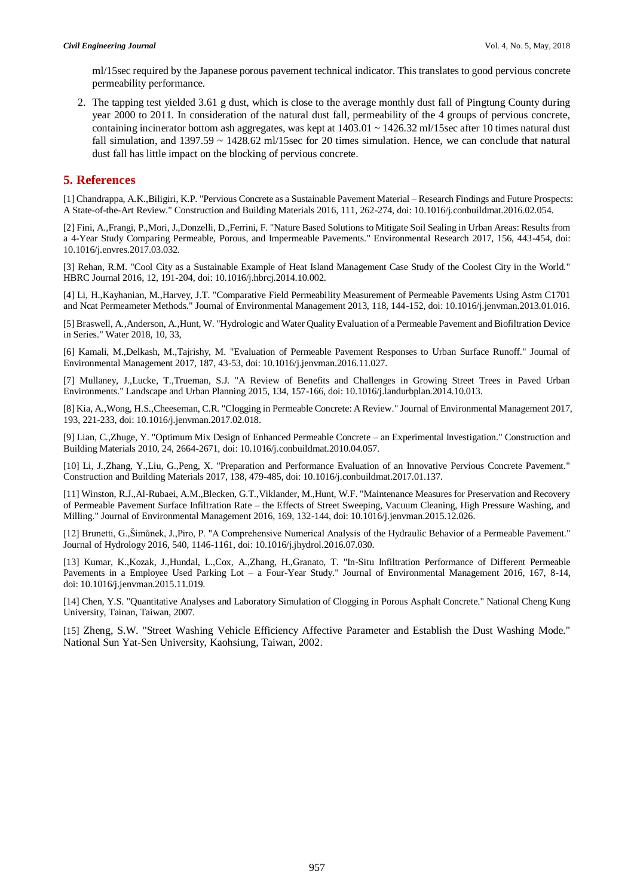ml/15sec required by the Japanese porous pavement technical indicator. This translates to good pervious concrete permeability performance.

2. The tapping test yielded 3.61 g dust, which is close to the average monthly dust fall of Pingtung County during year 2000 to 2011. In consideration of the natural dust fall, permeability of the 4 groups of pervious concrete, containing incinerator bottom ash aggregates, was kept at 1403.01 ~ 1426.32 ml/15sec after 10 times natural dust fall simulation, and 1397.59 ~ 1428.62 ml/15sec for 20 times simulation. Hence, we can conclude that natural dust fall has little impact on the blocking of pervious concrete.

## 5. References

[1] Chandrappa, A.K.,Biligiri, K.P. "Pervious Concrete as a Sustainable Pavement Material – Research Findings and Future Prospects: A State-of-the-Art Review." Construction and Building Materials 2016, 111, 262-274, doi: 10.1016/j.conbuildmat.2016.02.054.

[2] Fini, A.,Frangi, P.,Mori, J.,Donzelli, D.,Ferrini, F. "Nature Based Solutions to Mitigate Soil Sealing in Urban Areas: Results from a 4-Year Study Comparing Permeable, Porous, and Impermeable Pavements." Environmental Research 2017, 156, 443-454, doi: 10.1016/j.envres.2017.03.032.

[3] Rehan, R.M. "Cool City as a Sustainable Example of Heat Island Management Case Study of the Coolest City in the World." HBRC Journal 2016, 12, 191-204, doi: 10.1016/j.hbrcj.2014.10.002.

[4] Li, H.,Kayhanian, M.,Harvey, J.T. "Comparative Field Permeability Measurement of Permeable Pavements Using Astm C1701 and Ncat Permeameter Methods." Journal of Environmental Management 2013, 118, 144-152, doi: 10.1016/j.jenvman.2013.01.016.

[5] Braswell, A.,Anderson, A.,Hunt, W. "Hydrologic and Water Quality Evaluation of a Permeable Pavement and Biofiltration Device in Series." Water 2018, 10, 33,

[6] Kamali, M.,Delkash, M.,Tajrishy, M. "Evaluation of Permeable Pavement Responses to Urban Surface Runoff." Journal of Environmental Management 2017, 187, 43-53, doi: 10.1016/j.jenvman.2016.11.027.

[7] Mullaney, J.,Lucke, T.,Trueman, S.J. "A Review of Benefits and Challenges in Growing Street Trees in Paved Urban Environments." Landscape and Urban Planning 2015, 134, 157-166, doi: 10.1016/j.landurbplan.2014.10.013.

[8] Kia, A.,Wong, H.S.,Cheeseman, C.R. "Clogging in Permeable Concrete: A Review." Journal of Environmental Management 2017, 193, 221-233, doi: 10.1016/j.jenvman.2017.02.018.

[9] Lian, C.,Zhuge, Y. "Optimum Mix Design of Enhanced Permeable Concrete – an Experimental Investigation." Construction and Building Materials 2010, 24, 2664-2671, doi: 10.1016/j.conbuildmat.2010.04.057.

[10] Li, J.,Zhang, Y.,Liu, G.,Peng, X. "Preparation and Performance Evaluation of an Innovative Pervious Concrete Pavement." Construction and Building Materials 2017, 138, 479-485, doi: 10.1016/j.conbuildmat.2017.01.137.

[11] Winston, R.J.,Al-Rubaei, A.M.,Blecken, G.T.,Viklander, M.,Hunt, W.F. "Maintenance Measures for Preservation and Recovery of Permeable Pavement Surface Infiltration Rate – the Effects of Street Sweeping, Vacuum Cleaning, High Pressure Washing, and Milling." Journal of Environmental Management 2016, 169, 132-144, doi: 10.1016/j.jenvman.2015.12.026.

[12] Brunetti, G.,Šimůnek, J.,Piro, P. "A Comprehensive Numerical Analysis of the Hydraulic Behavior of a Permeable Pavement." Journal of Hydrology 2016, 540, 1146-1161, doi: 10.1016/j.jhydrol.2016.07.030.

[13] Kumar, K.,Kozak, J.,Hundal, L.,Cox, A.,Zhang, H.,Granato, T. "In-Situ Infiltration Performance of Different Permeable Pavements in a Employee Used Parking Lot – a Four-Year Study." Journal of Environmental Management 2016, 167, 8-14, doi: 10.1016/j.jenvman.2015.11.019.

[14] Chen, Y.S. "Quantitative Analyses and Laboratory Simulation of Clogging in Porous Asphalt Concrete." National Cheng Kung University, Tainan, Taiwan, 2007.

[15] Zheng, S.W. "Street Washing Vehicle Efficiency Affective Parameter and Establish the Dust Washing Mode." National Sun Yat-Sen University, Kaohsiung, Taiwan, 2002.